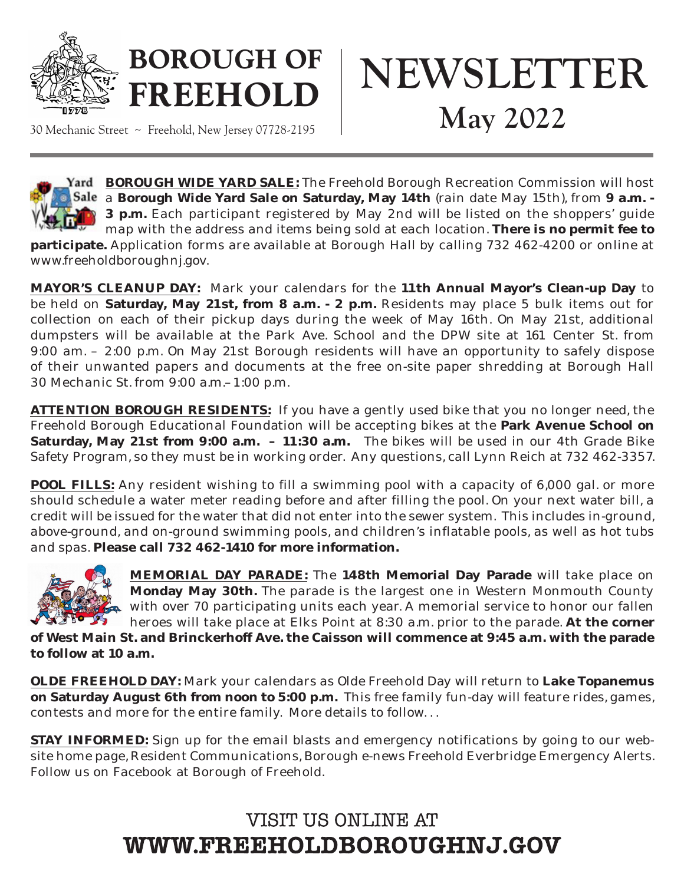# BOROUGH OF FREEHOLD

# NEWSLETTER

## May 2022

30 Mechanic Street ~ Freehold, New Jersey 07728-2195

**BOROUGH WIDE YARD SALE:** The Freehold Borough Recreation Commission will host a **Borough Wide Yard Sale on Saturday, May 14th** (rain date May 15th), from **9 a.m. - 3 p.m.** Each participant registered by May 2nd will be listed on the shoppers' guide map with the address and items being sold at each location. **There is no permit fee to participate.** Application forms are available at Borough Hall by calling 732 462-4200 or online at www.freeholdboroughnj.gov.

**MAYOR'S CLEANUP DAY:** Mark your calendars for the **11th Annual Mayor's Clean-up Day** to be held on **Saturday, May 21st, from 8 a.m. - 2 p.m.** Residents may place 5 bulk items out for collection on each of their pickup days during the week of May 16th. On May 21st, additional dumpsters will be available at the Park Ave. School and the DPW site at 161 Center St. from 9:00 am. – 2:00 p.m. On May 21st Borough residents will have an opportunity to safely dispose of their unwanted papers and documents at the free on-site paper shredding at Borough Hall 30 Mechanic St. from 9:00 a.m.– 1:00 p.m.

**ATTENTION BOROUGH RESIDENTS:** If you have a gently used bike that you no longer need, the Freehold Borough Educational Foundation will be accepting bikes at the **Park Avenue School on Saturday, May 21st from 9:00 a.m. – 11:30 a.m.** The bikes will be used in our 4th Grade Bike Safety Program, so they must be in working order. Any questions, call Lynn Reich at 732 462-3357.

**POOL FILLS:** Any resident wishing to fill a swimming pool with a capacity of 6,000 gal. or more should schedule a water meter reading before and after filling the pool. On your next water bill, a credit will be issued for the water that did not enter into the sewer system. This includes in-ground, above-ground, and on-ground swimming pools, and children's inflatable pools, as well as hot tubs and spas. **Please call 732 462-1410 for more information.**

**MEMORIAL DAY PARADE:** The **148th Memorial Day Parade** will take place on **Monday May 30th.** The parade is the largest one in Western Monmouth County with over 70 participating units each year. A memorial service to honor our fallen heroes will take place at Elks Point at 8:30 a.m. prior to the parade. **At the corner of West Main St. and Brinckerhoff Ave. the Caisson will commence at 9:45 a.m. with the parade to follow at 10 a.m.**

**OLDE FREEHOLD DAY:** Mark your calendars as Olde Freehold Day will return to **Lake Topanemus on Saturday August 6th from noon to 5:00 p.m.** This free family fun-day will feature rides, games, contests and more for the entire family. More details to follow. . .

**STAY INFORMED:** Sign up for the email blasts and emergency notifications by going to our website home page, Resident Communications, Borough e-news Freehold Everbridge Emergency Alerts. Follow us on Facebook at Borough of Freehold.

VISIT US ONLINE AT
**WWW.FREEHOLDBOROUGHNJ.GOV**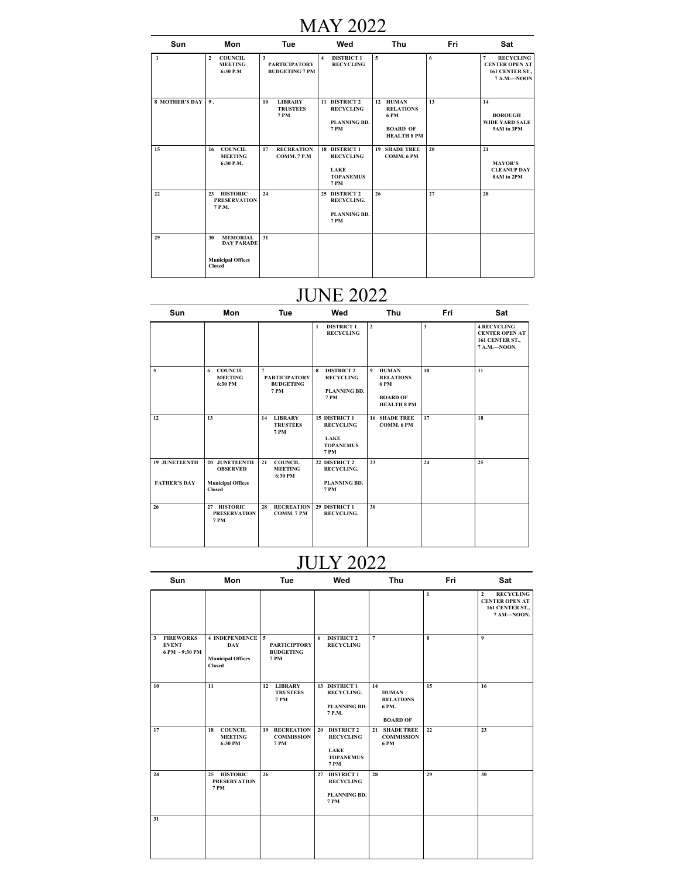# MAY 2022

| Sun | Mon | Tue | Wed | Thu | Fri | Sat |
|---|---|---|---|---|---|---|
| 1 | 2 COUNCIL MEETING 6:30 P.M | 3 PARTICIPATORY BUDGETING 7 PM | 4 DISTRICT 1 RECYCLING | 5 | 6 | 7 RECYCLING CENTER OPEN AT 161 CENTER ST., 7 A.M.—NOON |
| 8 MOTHER'S DAY | 9 . | 10 LIBRARY TRUSTEES 7 PM | 11 DISTRICT 2 RECYCLING<br><br>PLANNING BD. 7 PM | 12 HUMAN RELATIONS 6 PM<br><br>BOARD OF HEALTH 8 PM | 13 | 14<br><br>BOROUGH WIDE YARD SALE 9AM to 3PM |
| 15 | 16 COUNCIL MEETING 6:30 P.M. | 17 RECREATION COMM. 7 P.M | 18 DISTRICT 1 RECYCLING<br><br>LAKE TOPANEMUS 7 PM | 19 SHADE TREE COMM. 6 PM | 20 | 21<br><br>MAYOR'S CLEANUP DAY 8AM to 2PM |
| 22 | 23 HISTORIC PRESERVATION 7 P.M. | 24 | 25 DISTRICT 2 RECYCLING.<br><br>PLANNING BD. 7 PM | 26 | 27 | 28 |
| 29 | 30 MEMORIAL DAY PARADE<br><br>Municipal Offices Closed | 31 | | | | |

# JUNE 2022

| Sun | Mon | Tue | Wed | Thu | Fri | Sat |
|---|---|---|---|---|---|---|
| | | | 1 DISTRICT 1 RECYCLING | 2 | 3 | 4 RECYCLING CENTER OPEN AT 161 CENTER ST., 7 A.M.—NOON. |
| 5 | 6 COUNCIL MEETING 6:30 PM | 7 PARTICIPATORY BUDGETING 7 PM | 8 DISTRICT 2 RECYCLING<br><br>PLANNING BD. 7 PM | 9 HUMAN RELATIONS 6 PM<br><br>BOARD OF HEALTH 8 PM | 10 | 11 |
| 12 | 13 | 14 LIBRARY TRUSTEES 7 PM | 15 DISTRICT 1 RECYCLING<br><br>LAKE TOPANEMUS 7 PM | 16 SHADE TREE COMM. 6 PM | 17 | 18 |
| 19 JUNETEENTH<br><br>FATHER'S DAY | 20 JUNETEENTH OBSERVED<br><br>Municipal Offices Closed | 21 COUNCIL MEETING 6:30 PM | 22 DISTRICT 2 RECYCLING.<br><br>PLANNING BD. 7 PM | 23 | 24 | 25 |
| 26 | 27 HISTORIC PRESERVATION 7 PM | 28 RECREATION COMM. 7 PM | 29 DISTRICT 1 RECYCLING. | 30 | | |

# JULY 2022

| Sun | Mon | Tue | Wed | Thu | Fri | Sat |
|---|---|---|---|---|---|---|
| | | | | | 1 | 2 RECYCLING CENTER OPEN AT 161 CENTER ST., 7 AM—NOON. |
| 3 FIREWORKS EVENT 6 PM - 9:30 PM | 4 INDEPENDENCE DAY<br><br>Municipal Offices Closed | 5 PARTICIPTORY BUDGETING 7 PM | 6 DISTRICT 2 RECYCLING | 7 | 8 | 9 |
| 10 | 11 | 12 LIBRARY TRUSTEES 7 PM | 13 DISTRICT 1 RECYCLING.<br><br>PLANNING BD. 7 P.M. | 14<br>HUMAN RELATIONS 6 PM.<br><br>BOARD OF | 15 | 16 |
| 17 | 18 COUNCIL MEETING 6:30 PM | 19 RECREATION COMMISSION 7 PM | 20 DISTRICT 2 RECYCLING<br><br>LAKE TOPANEMUS 7 PM | 21 SHADE TREE COMMISSION 6 PM | 22 | 23 |
| 24 | 25 HISTORIC PRESERVATION 7 PM | 26 | 27 DISTRICT 1 RECYCLING<br><br>PLANNING BD. 7 PM | 28 | 29 | 30 |
| 31 | | | | | | |